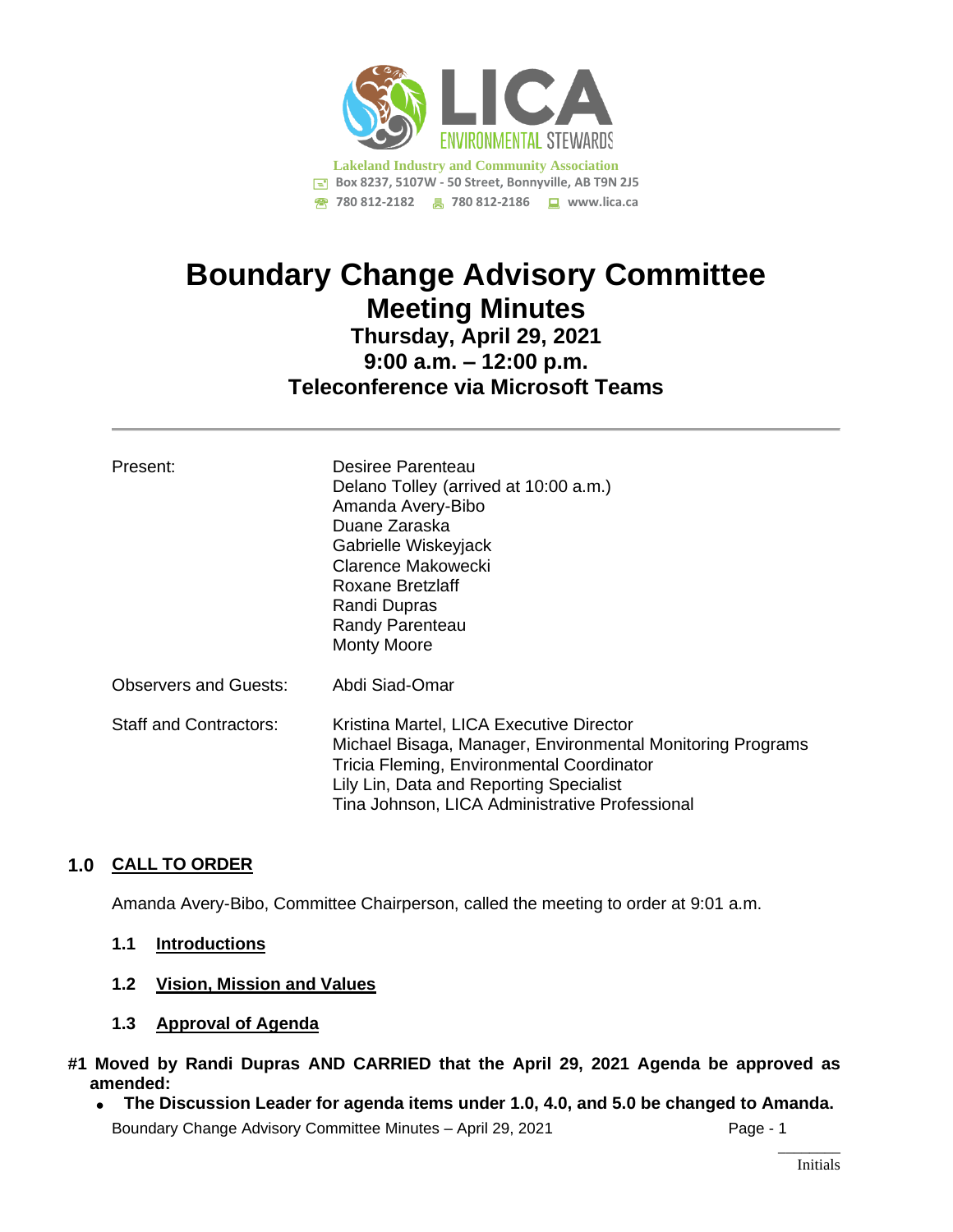**LICA**
ENVIRONMENTAL STEWARDS

**Lakeland Industry and Community Association**
Box 8237, 5107W - 50 Street, Bonnyville, AB T9N 2J5
780 812-2182 780 812-2186 www.lica.ca

# Boundary Change Advisory Committee
## Meeting Minutes
### Thursday, April 29, 2021
### 9:00 a.m. – 12:00 p.m.
### Teleconference via Microsoft Teams

---

| | |
|---|---|
| Present: | Desiree Parenteau<br>Delano Tolley (arrived at 10:00 a.m.)<br>Amanda Avery-Bibo<br>Duane Zaraska<br>Gabrielle Wiskeyjack<br>Clarence Makowecki<br>Roxane Bretzlaff<br>Randi Dupras<br>Randy Parenteau<br>Monty Moore |
| Observers and Guests: | Abdi Siad-Omar |
| Staff and Contractors: | Kristina Martel, LICA Executive Director<br>Michael Bisaga, Manager, Environmental Monitoring Programs<br>Tricia Fleming, Environmental Coordinator<br>Lily Lin, Data and Reporting Specialist<br>Tina Johnson, LICA Administrative Professional |

## 1.0 CALL TO ORDER

Amanda Avery-Bibo, Committee Chairperson, called the meeting to order at 9:01 a.m.

### 1.1 Introductions

### 1.2 Vision, Mission and Values

### 1.3 Approval of Agenda

**#1 Moved by Randi Dupras AND CARRIED that the April 29, 2021 Agenda be approved as amended:**

- **The Discussion Leader for agenda items under 1.0, 4.0, and 5.0 be changed to Amanda.**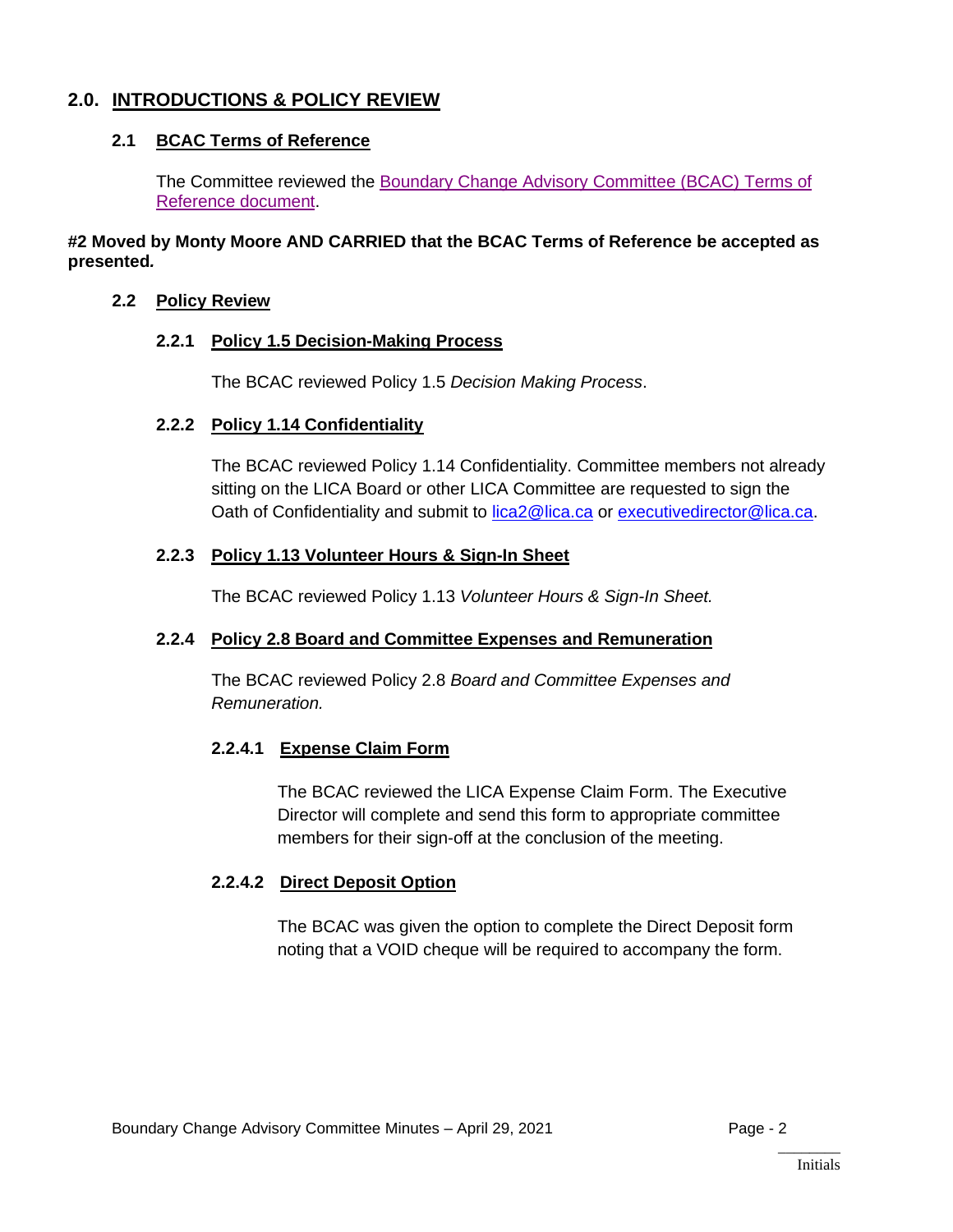## 2.0. INTRODUCTIONS & POLICY REVIEW

### 2.1 BCAC Terms of Reference

The Committee reviewed the [Boundary Change Advisory Committee (BCAC) Terms of Reference document](#).

**#2 Moved by Monty Moore AND CARRIED that the BCAC Terms of Reference be accepted as presented.**

### 2.2 Policy Review

#### 2.2.1 Policy 1.5 Decision-Making Process

The BCAC reviewed Policy 1.5 *Decision Making Process*.

#### 2.2.2 Policy 1.14 Confidentiality

The BCAC reviewed Policy 1.14 Confidentiality. Committee members not already sitting on the LICA Board or other LICA Committee are requested to sign the Oath of Confidentiality and submit to lica2@lica.ca or executivedirector@lica.ca.

#### 2.2.3 Policy 1.13 Volunteer Hours & Sign-In Sheet

The BCAC reviewed Policy 1.13 *Volunteer Hours & Sign-In Sheet.*

#### 2.2.4 Policy 2.8 Board and Committee Expenses and Remuneration

The BCAC reviewed Policy 2.8 *Board and Committee Expenses and Remuneration.*

##### 2.2.4.1 Expense Claim Form

The BCAC reviewed the LICA Expense Claim Form. The Executive Director will complete and send this form to appropriate committee members for their sign-off at the conclusion of the meeting.

##### 2.2.4.2 Direct Deposit Option

The BCAC was given the option to complete the Direct Deposit form noting that a VOID cheque will be required to accompany the form.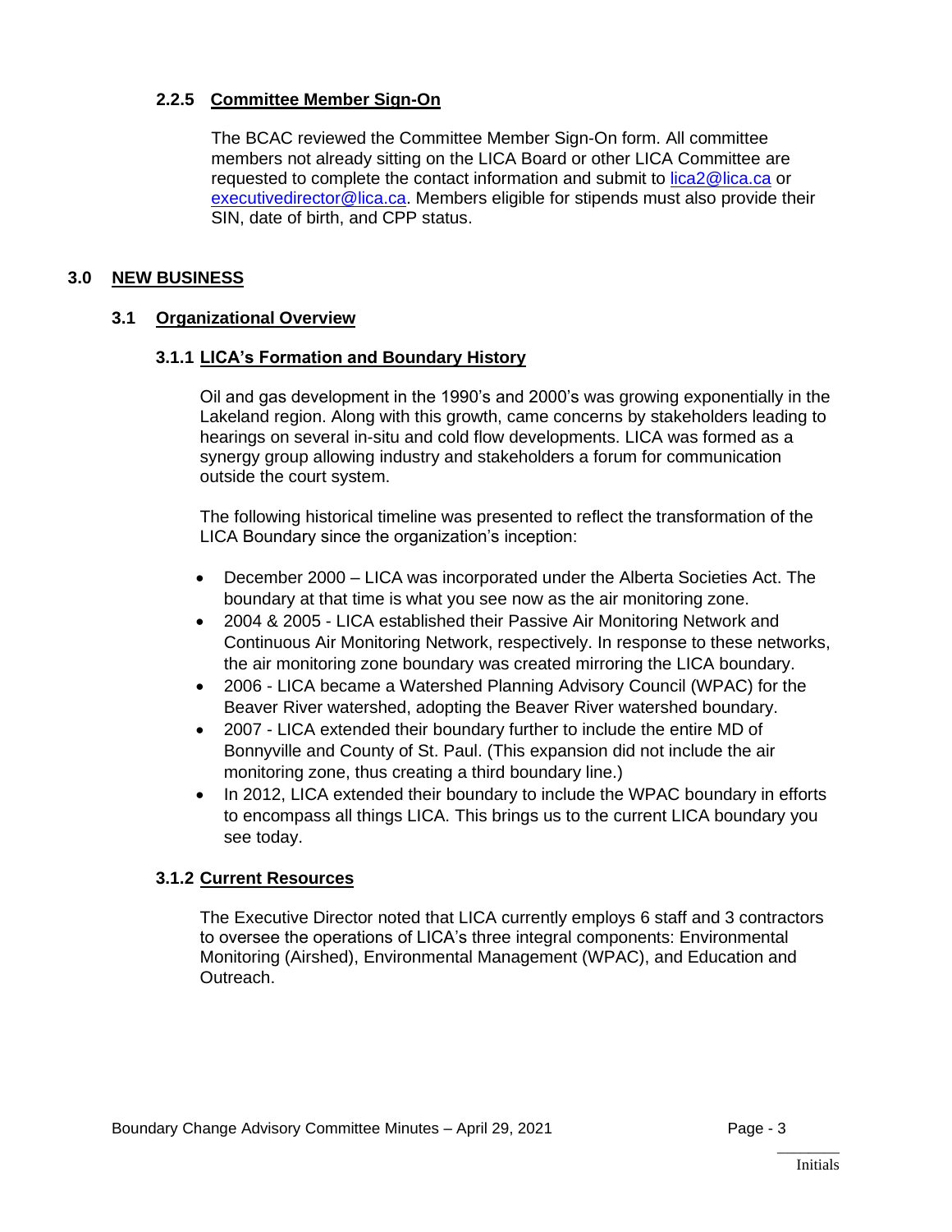#### 2.2.5 Committee Member Sign-On

The BCAC reviewed the Committee Member Sign-On form. All committee members not already sitting on the LICA Board or other LICA Committee are requested to complete the contact information and submit to lica2@lica.ca or executivedirector@lica.ca. Members eligible for stipends must also provide their SIN, date of birth, and CPP status.

## 3.0 NEW BUSINESS

### 3.1 Organizational Overview

#### 3.1.1 LICA's Formation and Boundary History

Oil and gas development in the 1990's and 2000's was growing exponentially in the Lakeland region. Along with this growth, came concerns by stakeholders leading to hearings on several in-situ and cold flow developments. LICA was formed as a synergy group allowing industry and stakeholders a forum for communication outside the court system.

The following historical timeline was presented to reflect the transformation of the LICA Boundary since the organization's inception:

- December 2000 – LICA was incorporated under the Alberta Societies Act. The boundary at that time is what you see now as the air monitoring zone.
- 2004 & 2005 - LICA established their Passive Air Monitoring Network and Continuous Air Monitoring Network, respectively. In response to these networks, the air monitoring zone boundary was created mirroring the LICA boundary.
- 2006 - LICA became a Watershed Planning Advisory Council (WPAC) for the Beaver River watershed, adopting the Beaver River watershed boundary.
- 2007 - LICA extended their boundary further to include the entire MD of Bonnyville and County of St. Paul. (This expansion did not include the air monitoring zone, thus creating a third boundary line.)
- In 2012, LICA extended their boundary to include the WPAC boundary in efforts to encompass all things LICA. This brings us to the current LICA boundary you see today.

#### 3.1.2 Current Resources

The Executive Director noted that LICA currently employs 6 staff and 3 contractors to oversee the operations of LICA's three integral components: Environmental Monitoring (Airshed), Environmental Management (WPAC), and Education and Outreach.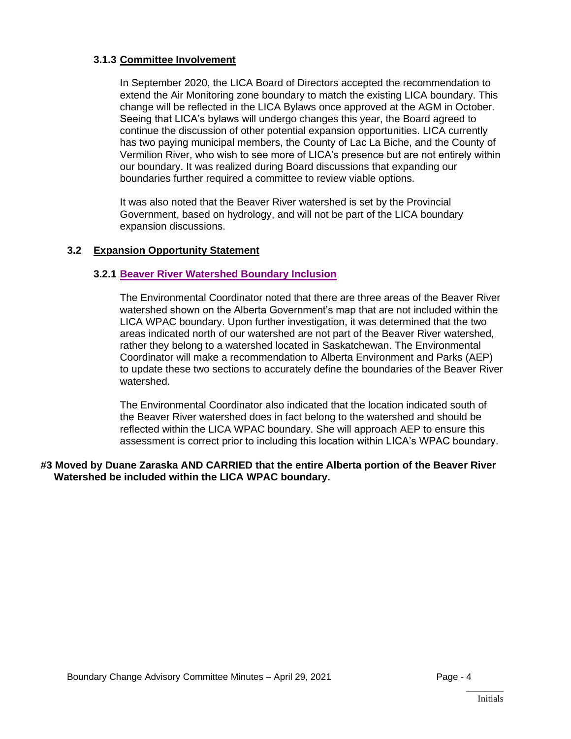#### 3.1.3 Committee Involvement

In September 2020, the LICA Board of Directors accepted the recommendation to extend the Air Monitoring zone boundary to match the existing LICA boundary. This change will be reflected in the LICA Bylaws once approved at the AGM in October. Seeing that LICA's bylaws will undergo changes this year, the Board agreed to continue the discussion of other potential expansion opportunities. LICA currently has two paying municipal members, the County of Lac La Biche, and the County of Vermilion River, who wish to see more of LICA's presence but are not entirely within our boundary. It was realized during Board discussions that expanding our boundaries further required a committee to review viable options.

It was also noted that the Beaver River watershed is set by the Provincial Government, based on hydrology, and will not be part of the LICA boundary expansion discussions.

### 3.2 Expansion Opportunity Statement

#### 3.2.1 Beaver River Watershed Boundary Inclusion

The Environmental Coordinator noted that there are three areas of the Beaver River watershed shown on the Alberta Government's map that are not included within the LICA WPAC boundary. Upon further investigation, it was determined that the two areas indicated north of our watershed are not part of the Beaver River watershed, rather they belong to a watershed located in Saskatchewan. The Environmental Coordinator will make a recommendation to Alberta Environment and Parks (AEP) to update these two sections to accurately define the boundaries of the Beaver River watershed.

The Environmental Coordinator also indicated that the location indicated south of the Beaver River watershed does in fact belong to the watershed and should be reflected within the LICA WPAC boundary. She will approach AEP to ensure this assessment is correct prior to including this location within LICA's WPAC boundary.

**#3 Moved by Duane Zaraska AND CARRIED that the entire Alberta portion of the Beaver River Watershed be included within the LICA WPAC boundary.**

Initials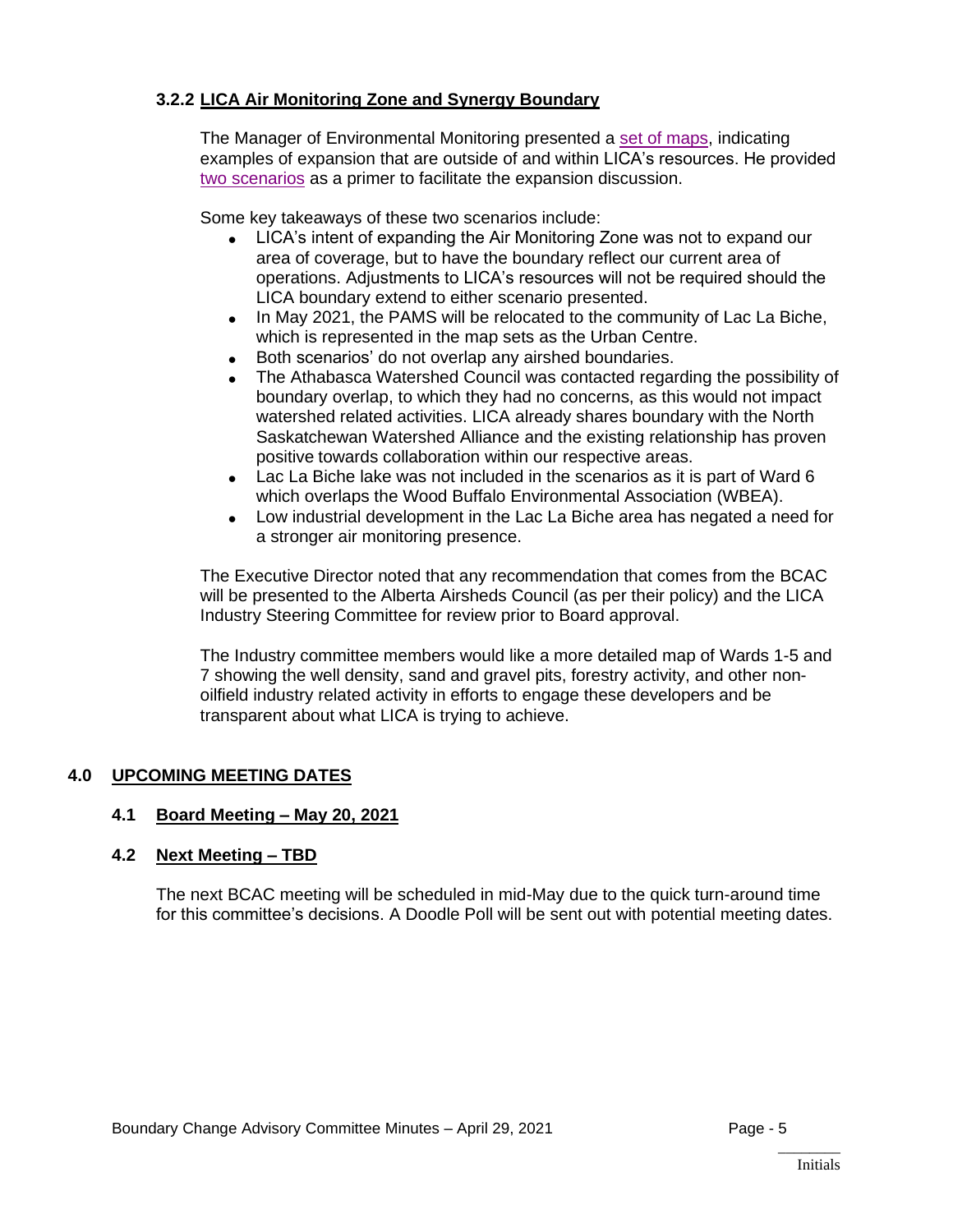### 3.2.2 LICA Air Monitoring Zone and Synergy Boundary

The Manager of Environmental Monitoring presented a set of maps, indicating examples of expansion that are outside of and within LICA's resources. He provided two scenarios as a primer to facilitate the expansion discussion.

Some key takeaways of these two scenarios include:

- LICA's intent of expanding the Air Monitoring Zone was not to expand our area of coverage, but to have the boundary reflect our current area of operations. Adjustments to LICA's resources will not be required should the LICA boundary extend to either scenario presented.
- In May 2021, the PAMS will be relocated to the community of Lac La Biche, which is represented in the map sets as the Urban Centre.
- Both scenarios' do not overlap any airshed boundaries.
- The Athabasca Watershed Council was contacted regarding the possibility of boundary overlap, to which they had no concerns, as this would not impact watershed related activities. LICA already shares boundary with the North Saskatchewan Watershed Alliance and the existing relationship has proven positive towards collaboration within our respective areas.
- Lac La Biche lake was not included in the scenarios as it is part of Ward 6 which overlaps the Wood Buffalo Environmental Association (WBEA).
- Low industrial development in the Lac La Biche area has negated a need for a stronger air monitoring presence.

The Executive Director noted that any recommendation that comes from the BCAC will be presented to the Alberta Airsheds Council (as per their policy) and the LICA Industry Steering Committee for review prior to Board approval.

The Industry committee members would like a more detailed map of Wards 1-5 and 7 showing the well density, sand and gravel pits, forestry activity, and other non-oilfield industry related activity in efforts to engage these developers and be transparent about what LICA is trying to achieve.

## 4.0 UPCOMING MEETING DATES

### 4.1 Board Meeting – May 20, 2021

### 4.2 Next Meeting – TBD

The next BCAC meeting will be scheduled in mid-May due to the quick turn-around time for this committee's decisions. A Doodle Poll will be sent out with potential meeting dates.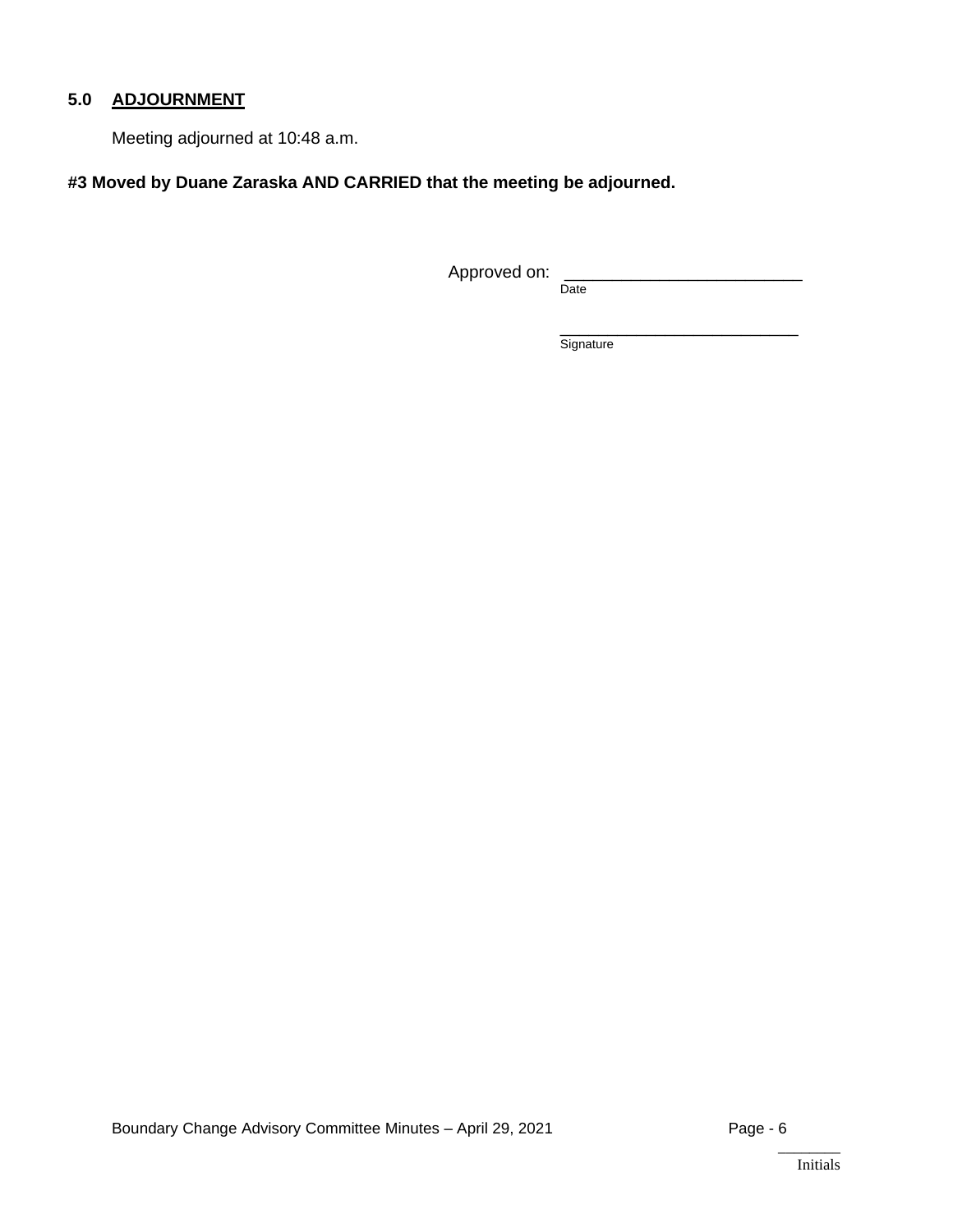## 5.0 ADJOURNMENT

Meeting adjourned at 10:48 a.m.

**#3 Moved by Duane Zaraska AND CARRIED that the meeting be adjourned.**

Approved on: ___________________________
Date

___________________________
Signature

________
Initials